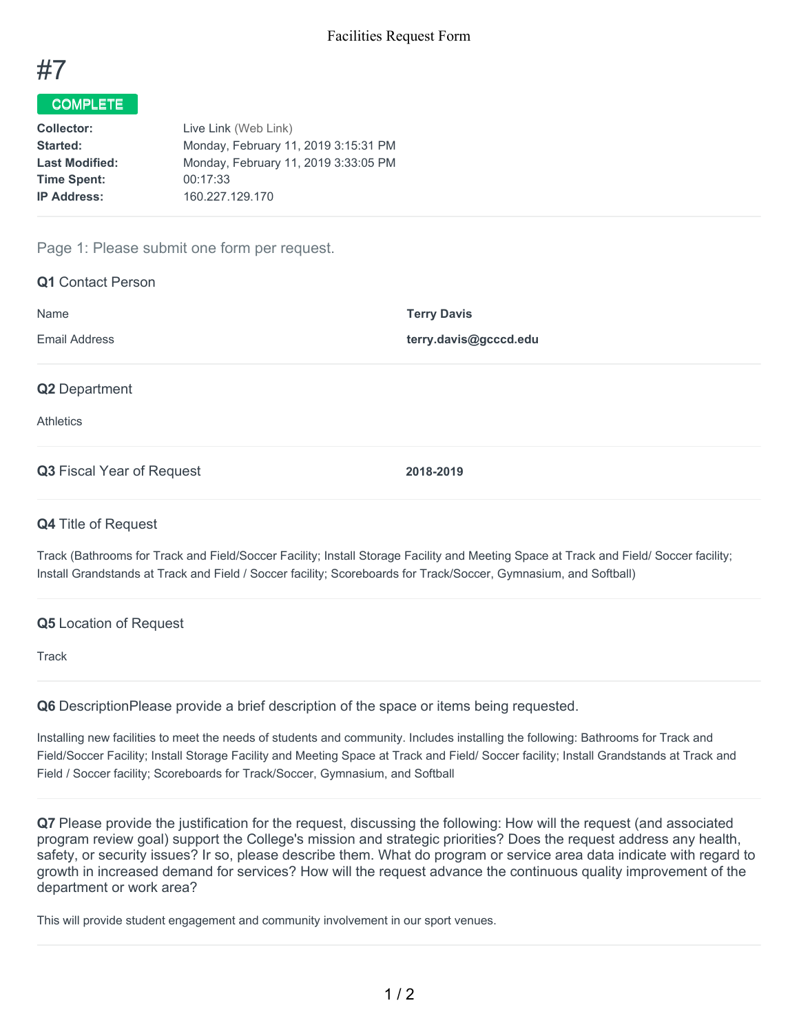# #7

**COMPLETE**

| | |
|---|---|
| **Collector:** | Live Link (Web Link) |
| **Started:** | Monday, February 11, 2019 3:15:31 PM |
| **Last Modified:** | Monday, February 11, 2019 3:33:05 PM |
| **Time Spent:** | 00:17:33 |
| **IP Address:** | 160.227.129.170 |

## Page 1: Please submit one form per request.

### Q1 Contact Person

| | |
|---|---|
| Name | **Terry Davis** |
| Email Address | **terry.davis@gcccd.edu** |

### Q2 Department

Athletics

### Q3 Fiscal Year of Request

**2018-2019**

### Q4 Title of Request

Track (Bathrooms for Track and Field/Soccer Facility; Install Storage Facility and Meeting Space at Track and Field/ Soccer facility; Install Grandstands at Track and Field / Soccer facility; Scoreboards for Track/Soccer, Gymnasium, and Softball)

### Q5 Location of Request

Track

### Q6 DescriptionPlease provide a brief description of the space or items being requested.

Installing new facilities to meet the needs of students and community. Includes installing the following: Bathrooms for Track and Field/Soccer Facility; Install Storage Facility and Meeting Space at Track and Field/ Soccer facility; Install Grandstands at Track and Field / Soccer facility; Scoreboards for Track/Soccer, Gymnasium, and Softball

### Q7 Please provide the justification for the request, discussing the following: How will the request (and associated program review goal) support the College's mission and strategic priorities? Does the request address any health, safety, or security issues? Ir so, please describe them. What do program or service area data indicate with regard to growth in increased demand for services? How will the request advance the continuous quality improvement of the department or work area?

This will provide student engagement and community involvement in our sport venues.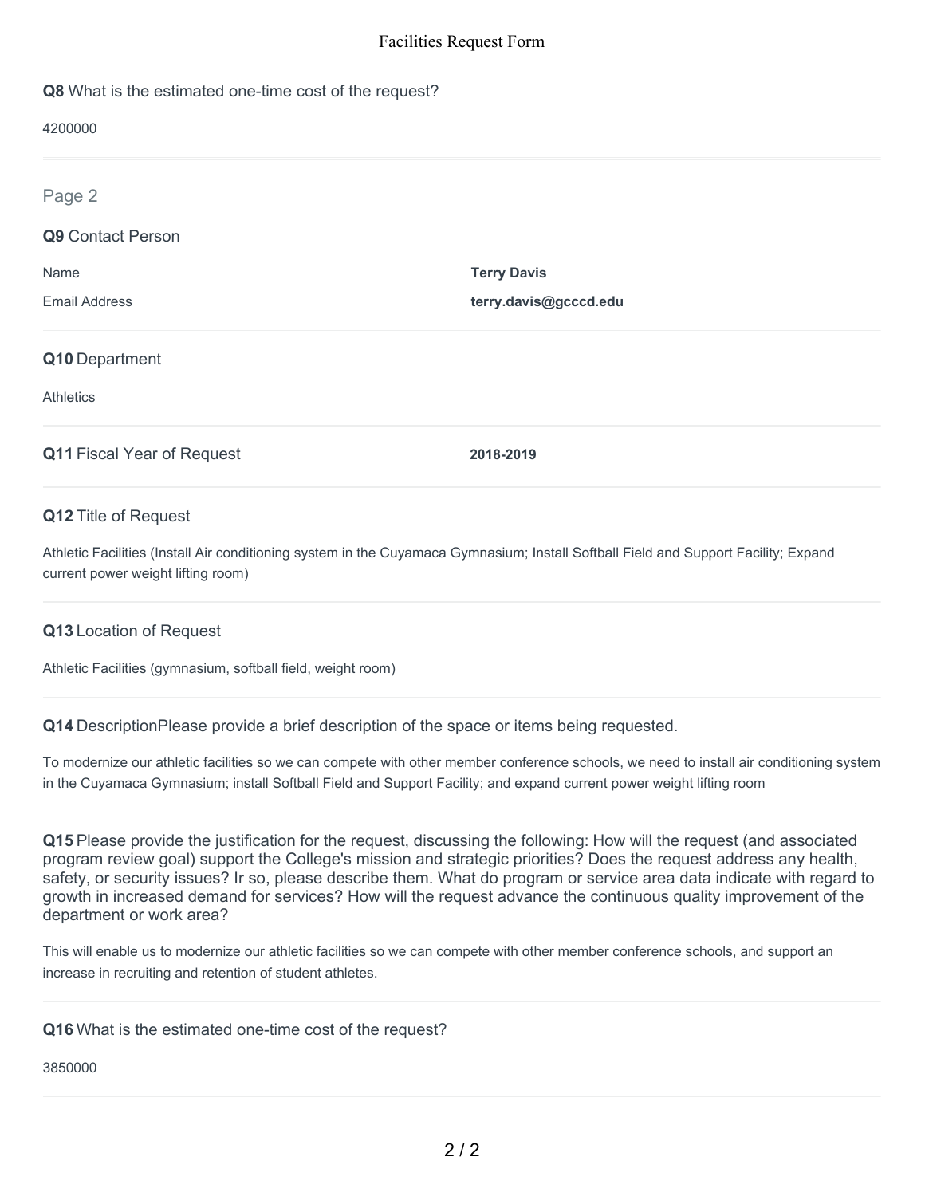**Q8** What is the estimated one-time cost of the request?

4200000

Page 2

**Q9** Contact Person

| | |
|---|---|
| Name | **Terry Davis** |
| Email Address | **terry.davis@gcccd.edu** |

**Q10** Department

Athletics

**Q11** Fiscal Year of Request **2018-2019**

**Q12** Title of Request

Athletic Facilities (Install Air conditioning system in the Cuyamaca Gymnasium; Install Softball Field and Support Facility; Expand current power weight lifting room)

**Q13** Location of Request

Athletic Facilities (gymnasium, softball field, weight room)

**Q14** DescriptionPlease provide a brief description of the space or items being requested.

To modernize our athletic facilities so we can compete with other member conference schools, we need to install air conditioning system in the Cuyamaca Gymnasium; install Softball Field and Support Facility; and expand current power weight lifting room

**Q15** Please provide the justification for the request, discussing the following: How will the request (and associated program review goal) support the College's mission and strategic priorities? Does the request address any health, safety, or security issues? Ir so, please describe them. What do program or service area data indicate with regard to growth in increased demand for services? How will the request advance the continuous quality improvement of the department or work area?

This will enable us to modernize our athletic facilities so we can compete with other member conference schools, and support an increase in recruiting and retention of student athletes.

**Q16** What is the estimated one-time cost of the request?

3850000